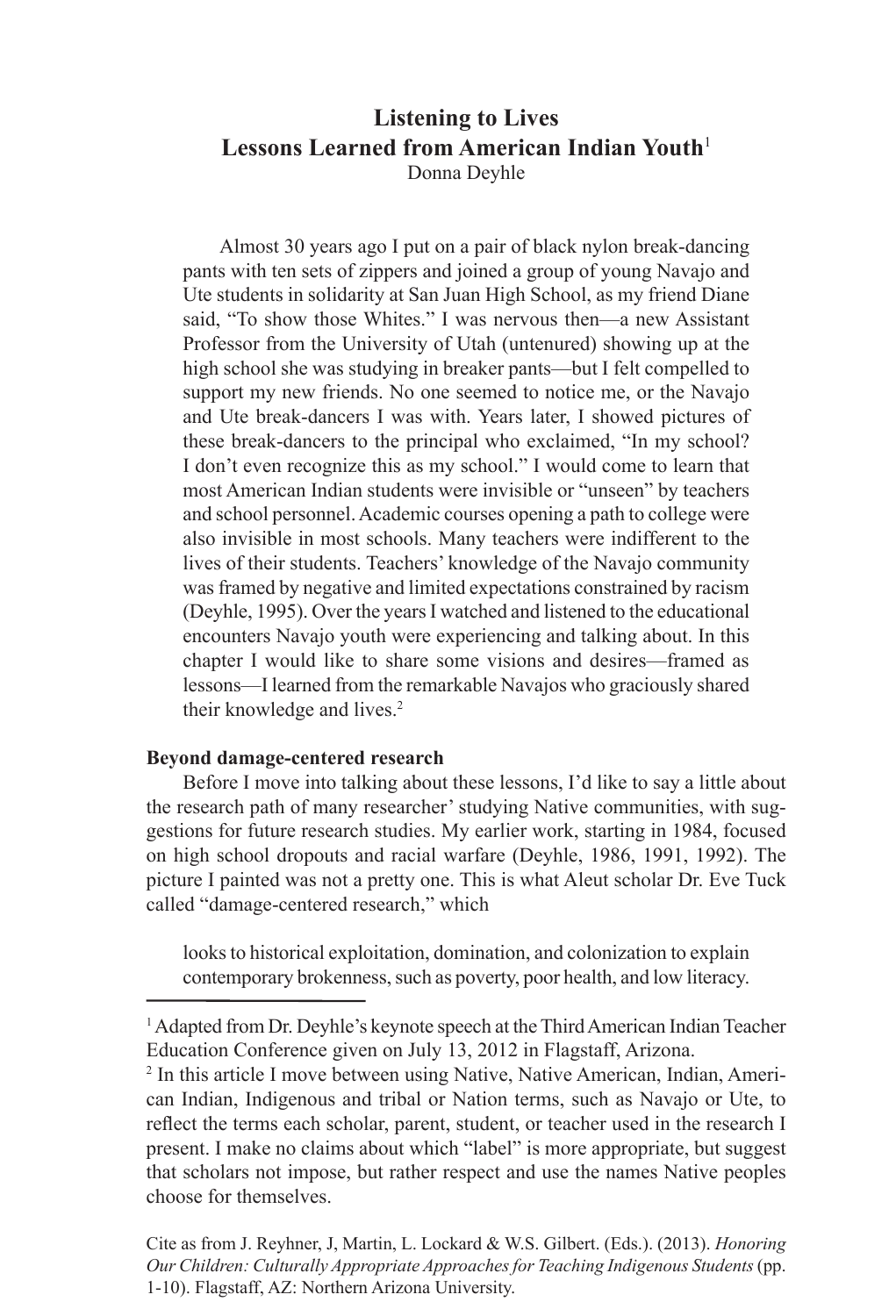# Listening to Lives
## Lessons Learned from American Indian Youth[1]

Donna Deyhle

Almost 30 years ago I put on a pair of black nylon break-dancing pants with ten sets of zippers and joined a group of young Navajo and Ute students in solidarity at San Juan High School, as my friend Diane said, "To show those Whites." I was nervous then—a new Assistant Professor from the University of Utah (untenured) showing up at the high school she was studying in breaker pants—but I felt compelled to support my new friends. No one seemed to notice me, or the Navajo and Ute break-dancers I was with. Years later, I showed pictures of these break-dancers to the principal who exclaimed, "In my school? I don't even recognize this as my school." I would come to learn that most American Indian students were invisible or "unseen" by teachers and school personnel. Academic courses opening a path to college were also invisible in most schools. Many teachers were indifferent to the lives of their students. Teachers' knowledge of the Navajo community was framed by negative and limited expectations constrained by racism (Deyhle, 1995). Over the years I watched and listened to the educational encounters Navajo youth were experiencing and talking about. In this chapter I would like to share some visions and desires—framed as lessons—I learned from the remarkable Navajos who graciously shared their knowledge and lives.[2]

**Beyond damage-centered research**

Before I move into talking about these lessons, I'd like to say a little about the research path of many researcher' studying Native communities, with suggestions for future research studies. My earlier work, starting in 1984, focused on high school dropouts and racial warfare (Deyhle, 1986, 1991, 1992). The picture I painted was not a pretty one. This is what Aleut scholar Dr. Eve Tuck called "damage-centered research," which

> looks to historical exploitation, domination, and colonization to explain contemporary brokenness, such as poverty, poor health, and low literacy.

---

[1] Adapted from Dr. Deyhle's keynote speech at the Third American Indian Teacher Education Conference given on July 13, 2012 in Flagstaff, Arizona.

[2] In this article I move between using Native, Native American, Indian, American Indian, Indigenous and tribal or Nation terms, such as Navajo or Ute, to reflect the terms each scholar, parent, student, or teacher used in the research I present. I make no claims about which "label" is more appropriate, but suggest that scholars not impose, but rather respect and use the names Native peoples choose for themselves.

Cite as from J. Reyhner, J, Martin, L. Lockard & W.S. Gilbert. (Eds.). (2013). *Honoring Our Children: Culturally Appropriate Approaches for Teaching Indigenous Students* (pp. 1-10). Flagstaff, AZ: Northern Arizona University.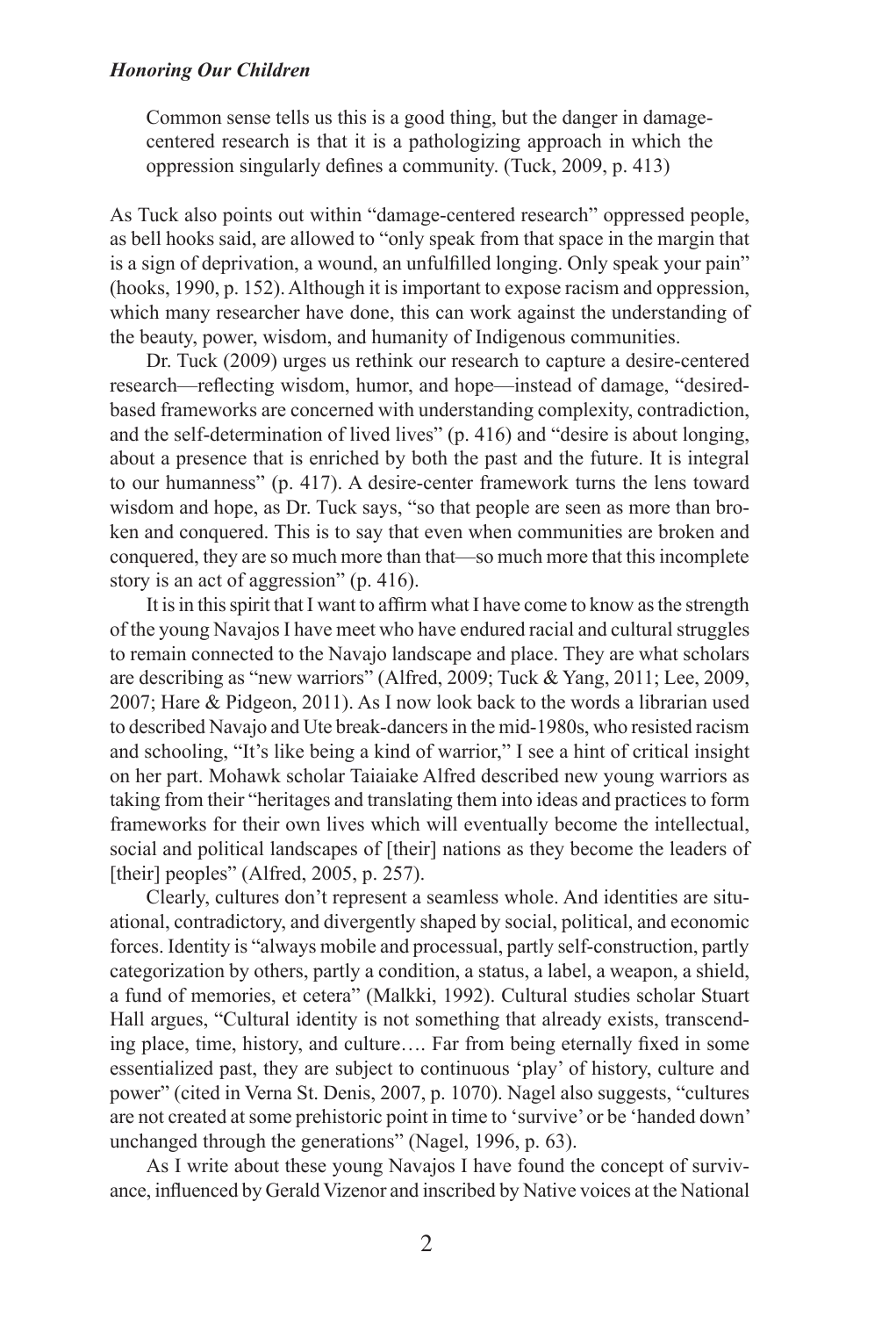> Common sense tells us this is a good thing, but the danger in damage-centered research is that it is a pathologizing approach in which the oppression singularly defines a community. (Tuck, 2009, p. 413)

As Tuck also points out within "damage-centered research" oppressed people, as bell hooks said, are allowed to "only speak from that space in the margin that is a sign of deprivation, a wound, an unfulfilled longing. Only speak your pain" (hooks, 1990, p. 152). Although it is important to expose racism and oppression, which many researcher have done, this can work against the understanding of the beauty, power, wisdom, and humanity of Indigenous communities.

Dr. Tuck (2009) urges us rethink our research to capture a desire-centered research—reflecting wisdom, humor, and hope—instead of damage, "desired-based frameworks are concerned with understanding complexity, contradiction, and the self-determination of lived lives" (p. 416) and "desire is about longing, about a presence that is enriched by both the past and the future. It is integral to our humanness" (p. 417). A desire-center framework turns the lens toward wisdom and hope, as Dr. Tuck says, "so that people are seen as more than broken and conquered. This is to say that even when communities are broken and conquered, they are so much more than that—so much more that this incomplete story is an act of aggression" (p. 416).

It is in this spirit that I want to affirm what I have come to know as the strength of the young Navajos I have meet who have endured racial and cultural struggles to remain connected to the Navajo landscape and place. They are what scholars are describing as "new warriors" (Alfred, 2009; Tuck & Yang, 2011; Lee, 2009, 2007; Hare & Pidgeon, 2011). As I now look back to the words a librarian used to described Navajo and Ute break-dancers in the mid-1980s, who resisted racism and schooling, "It's like being a kind of warrior," I see a hint of critical insight on her part. Mohawk scholar Taiaiake Alfred described new young warriors as taking from their "heritages and translating them into ideas and practices to form frameworks for their own lives which will eventually become the intellectual, social and political landscapes of [their] nations as they become the leaders of [their] peoples" (Alfred, 2005, p. 257).

Clearly, cultures don't represent a seamless whole. And identities are situational, contradictory, and divergently shaped by social, political, and economic forces. Identity is "always mobile and processual, partly self-construction, partly categorization by others, partly a condition, a status, a label, a weapon, a shield, a fund of memories, et cetera" (Malkki, 1992). Cultural studies scholar Stuart Hall argues, "Cultural identity is not something that already exists, transcending place, time, history, and culture…. Far from being eternally fixed in some essentialized past, they are subject to continuous 'play' of history, culture and power" (cited in Verna St. Denis, 2007, p. 1070). Nagel also suggests, "cultures are not created at some prehistoric point in time to 'survive' or be 'handed down' unchanged through the generations" (Nagel, 1996, p. 63).

As I write about these young Navajos I have found the concept of survivance, influenced by Gerald Vizenor and inscribed by Native voices at the National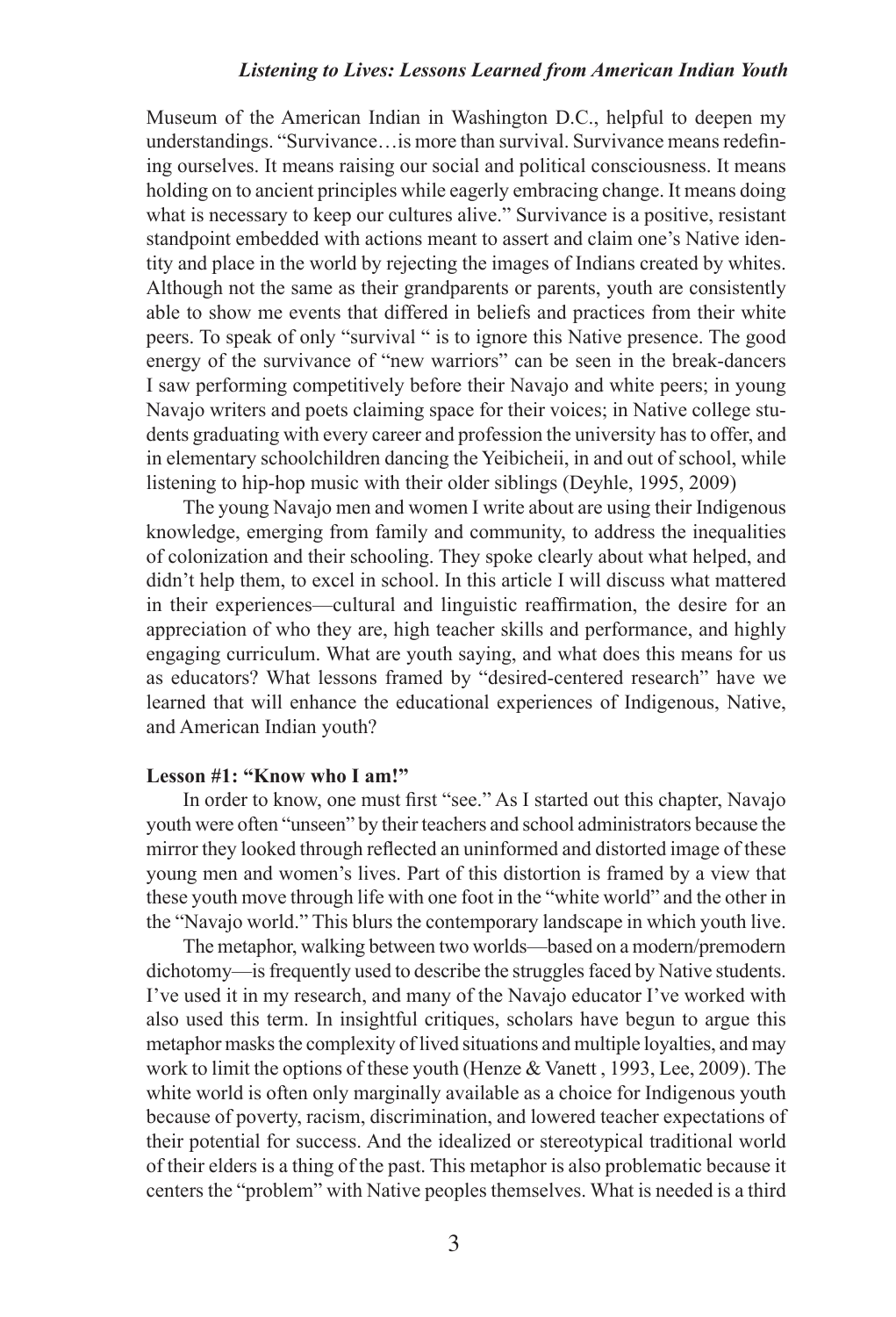Museum of the American Indian in Washington D.C., helpful to deepen my understandings. "Survivance…is more than survival. Survivance means redefining ourselves. It means raising our social and political consciousness. It means holding on to ancient principles while eagerly embracing change. It means doing what is necessary to keep our cultures alive." Survivance is a positive, resistant standpoint embedded with actions meant to assert and claim one's Native identity and place in the world by rejecting the images of Indians created by whites. Although not the same as their grandparents or parents, youth are consistently able to show me events that differed in beliefs and practices from their white peers. To speak of only "survival " is to ignore this Native presence. The good energy of the survivance of "new warriors" can be seen in the break-dancers I saw performing competitively before their Navajo and white peers; in young Navajo writers and poets claiming space for their voices; in Native college students graduating with every career and profession the university has to offer, and in elementary schoolchildren dancing the Yeibicheii, in and out of school, while listening to hip-hop music with their older siblings (Deyhle, 1995, 2009)

The young Navajo men and women I write about are using their Indigenous knowledge, emerging from family and community, to address the inequalities of colonization and their schooling. They spoke clearly about what helped, and didn't help them, to excel in school. In this article I will discuss what mattered in their experiences—cultural and linguistic reaffirmation, the desire for an appreciation of who they are, high teacher skills and performance, and highly engaging curriculum. What are youth saying, and what does this means for us as educators? What lessons framed by "desired-centered research" have we learned that will enhance the educational experiences of Indigenous, Native, and American Indian youth?

**Lesson #1: "Know who I am!"**

In order to know, one must first "see." As I started out this chapter, Navajo youth were often "unseen" by their teachers and school administrators because the mirror they looked through reflected an uninformed and distorted image of these young men and women's lives. Part of this distortion is framed by a view that these youth move through life with one foot in the "white world" and the other in the "Navajo world." This blurs the contemporary landscape in which youth live.

The metaphor, walking between two worlds—based on a modern/premodern dichotomy—is frequently used to describe the struggles faced by Native students. I've used it in my research, and many of the Navajo educator I've worked with also used this term. In insightful critiques, scholars have begun to argue this metaphor masks the complexity of lived situations and multiple loyalties, and may work to limit the options of these youth (Henze & Vanett , 1993, Lee, 2009). The white world is often only marginally available as a choice for Indigenous youth because of poverty, racism, discrimination, and lowered teacher expectations of their potential for success. And the idealized or stereotypical traditional world of their elders is a thing of the past. This metaphor is also problematic because it centers the "problem" with Native peoples themselves. What is needed is a third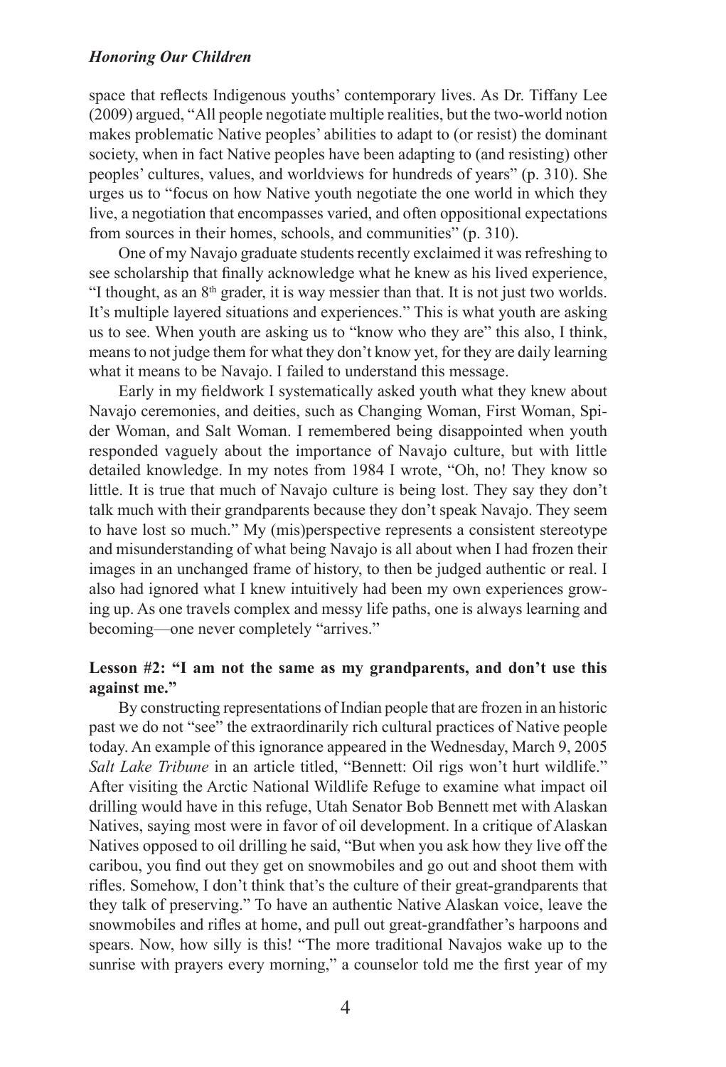space that reflects Indigenous youths' contemporary lives. As Dr. Tiffany Lee (2009) argued, "All people negotiate multiple realities, but the two-world notion makes problematic Native peoples' abilities to adapt to (or resist) the dominant society, when in fact Native peoples have been adapting to (and resisting) other peoples' cultures, values, and worldviews for hundreds of years" (p. 310). She urges us to "focus on how Native youth negotiate the one world in which they live, a negotiation that encompasses varied, and often oppositional expectations from sources in their homes, schools, and communities" (p. 310).

One of my Navajo graduate students recently exclaimed it was refreshing to see scholarship that finally acknowledge what he knew as his lived experience, "I thought, as an 8th grader, it is way messier than that. It is not just two worlds. It's multiple layered situations and experiences." This is what youth are asking us to see. When youth are asking us to "know who they are" this also, I think, means to not judge them for what they don't know yet, for they are daily learning what it means to be Navajo. I failed to understand this message.

Early in my fieldwork I systematically asked youth what they knew about Navajo ceremonies, and deities, such as Changing Woman, First Woman, Spider Woman, and Salt Woman. I remembered being disappointed when youth responded vaguely about the importance of Navajo culture, but with little detailed knowledge. In my notes from 1984 I wrote, "Oh, no! They know so little. It is true that much of Navajo culture is being lost. They say they don't talk much with their grandparents because they don't speak Navajo. They seem to have lost so much." My (mis)perspective represents a consistent stereotype and misunderstanding of what being Navajo is all about when I had frozen their images in an unchanged frame of history, to then be judged authentic or real. I also had ignored what I knew intuitively had been my own experiences growing up. As one travels complex and messy life paths, one is always learning and becoming—one never completely "arrives."

**Lesson #2: "I am not the same as my grandparents, and don't use this against me."**

By constructing representations of Indian people that are frozen in an historic past we do not "see" the extraordinarily rich cultural practices of Native people today. An example of this ignorance appeared in the Wednesday, March 9, 2005 *Salt Lake Tribune* in an article titled, "Bennett: Oil rigs won't hurt wildlife." After visiting the Arctic National Wildlife Refuge to examine what impact oil drilling would have in this refuge, Utah Senator Bob Bennett met with Alaskan Natives, saying most were in favor of oil development. In a critique of Alaskan Natives opposed to oil drilling he said, "But when you ask how they live off the caribou, you find out they get on snowmobiles and go out and shoot them with rifles. Somehow, I don't think that's the culture of their great-grandparents that they talk of preserving." To have an authentic Native Alaskan voice, leave the snowmobiles and rifles at home, and pull out great-grandfather's harpoons and spears. Now, how silly is this! "The more traditional Navajos wake up to the sunrise with prayers every morning," a counselor told me the first year of my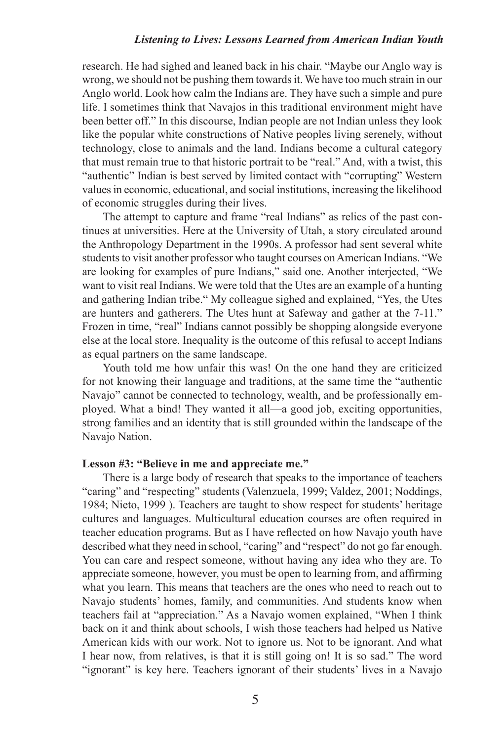research. He had sighed and leaned back in his chair. "Maybe our Anglo way is wrong, we should not be pushing them towards it. We have too much strain in our Anglo world. Look how calm the Indians are. They have such a simple and pure life. I sometimes think that Navajos in this traditional environment might have been better off." In this discourse, Indian people are not Indian unless they look like the popular white constructions of Native peoples living serenely, without technology, close to animals and the land. Indians become a cultural category that must remain true to that historic portrait to be "real." And, with a twist, this "authentic" Indian is best served by limited contact with "corrupting" Western values in economic, educational, and social institutions, increasing the likelihood of economic struggles during their lives.

The attempt to capture and frame "real Indians" as relics of the past continues at universities. Here at the University of Utah, a story circulated around the Anthropology Department in the 1990s. A professor had sent several white students to visit another professor who taught courses on American Indians. "We are looking for examples of pure Indians," said one. Another interjected, "We want to visit real Indians. We were told that the Utes are an example of a hunting and gathering Indian tribe." My colleague sighed and explained, "Yes, the Utes are hunters and gatherers. The Utes hunt at Safeway and gather at the 7-11." Frozen in time, "real" Indians cannot possibly be shopping alongside everyone else at the local store. Inequality is the outcome of this refusal to accept Indians as equal partners on the same landscape.

Youth told me how unfair this was! On the one hand they are criticized for not knowing their language and traditions, at the same time the "authentic Navajo" cannot be connected to technology, wealth, and be professionally employed. What a bind! They wanted it all—a good job, exciting opportunities, strong families and an identity that is still grounded within the landscape of the Navajo Nation.

**Lesson #3: "Believe in me and appreciate me."**

There is a large body of research that speaks to the importance of teachers "caring" and "respecting" students (Valenzuela, 1999; Valdez, 2001; Noddings, 1984; Nieto, 1999 ). Teachers are taught to show respect for students' heritage cultures and languages. Multicultural education courses are often required in teacher education programs. But as I have reflected on how Navajo youth have described what they need in school, "caring" and "respect" do not go far enough. You can care and respect someone, without having any idea who they are. To appreciate someone, however, you must be open to learning from, and affirming what you learn. This means that teachers are the ones who need to reach out to Navajo students' homes, family, and communities. And students know when teachers fail at "appreciation." As a Navajo women explained, "When I think back on it and think about schools, I wish those teachers had helped us Native American kids with our work. Not to ignore us. Not to be ignorant. And what I hear now, from relatives, is that it is still going on! It is so sad." The word "ignorant" is key here. Teachers ignorant of their students' lives in a Navajo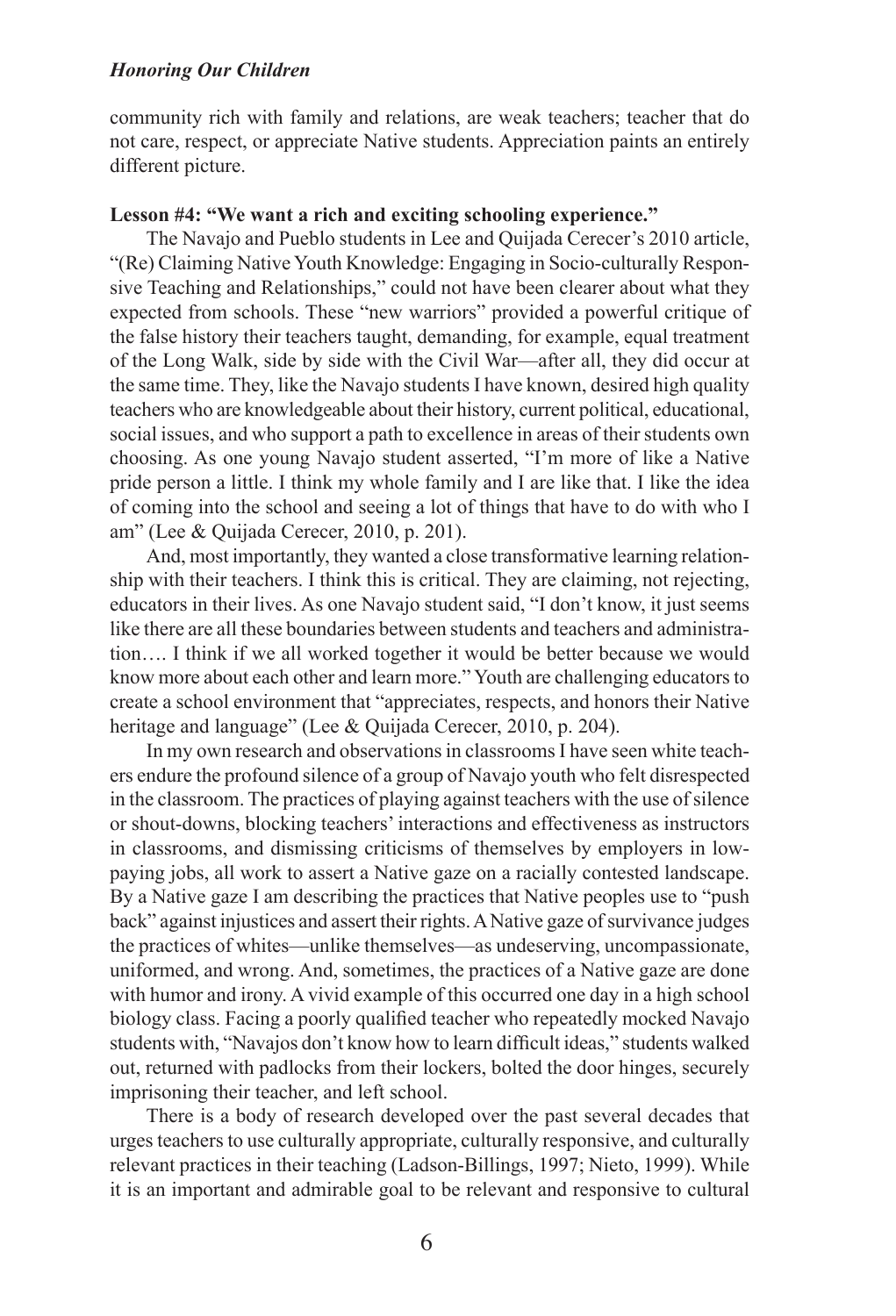community rich with family and relations, are weak teachers; teacher that do not care, respect, or appreciate Native students. Appreciation paints an entirely different picture.

**Lesson #4: "We want a rich and exciting schooling experience."**

The Navajo and Pueblo students in Lee and Quijada Cerecer's 2010 article, "(Re) Claiming Native Youth Knowledge: Engaging in Socio-culturally Responsive Teaching and Relationships," could not have been clearer about what they expected from schools. These "new warriors" provided a powerful critique of the false history their teachers taught, demanding, for example, equal treatment of the Long Walk, side by side with the Civil War—after all, they did occur at the same time. They, like the Navajo students I have known, desired high quality teachers who are knowledgeable about their history, current political, educational, social issues, and who support a path to excellence in areas of their students own choosing. As one young Navajo student asserted, "I'm more of like a Native pride person a little. I think my whole family and I are like that. I like the idea of coming into the school and seeing a lot of things that have to do with who I am" (Lee & Quijada Cerecer, 2010, p. 201).

And, most importantly, they wanted a close transformative learning relationship with their teachers. I think this is critical. They are claiming, not rejecting, educators in their lives. As one Navajo student said, "I don't know, it just seems like there are all these boundaries between students and teachers and administration…. I think if we all worked together it would be better because we would know more about each other and learn more." Youth are challenging educators to create a school environment that "appreciates, respects, and honors their Native heritage and language" (Lee & Quijada Cerecer, 2010, p. 204).

In my own research and observations in classrooms I have seen white teachers endure the profound silence of a group of Navajo youth who felt disrespected in the classroom. The practices of playing against teachers with the use of silence or shout-downs, blocking teachers' interactions and effectiveness as instructors in classrooms, and dismissing criticisms of themselves by employers in low-paying jobs, all work to assert a Native gaze on a racially contested landscape. By a Native gaze I am describing the practices that Native peoples use to "push back" against injustices and assert their rights. A Native gaze of survivance judges the practices of whites—unlike themselves—as undeserving, uncompassionate, uniformed, and wrong. And, sometimes, the practices of a Native gaze are done with humor and irony. A vivid example of this occurred one day in a high school biology class. Facing a poorly qualified teacher who repeatedly mocked Navajo students with, "Navajos don't know how to learn difficult ideas," students walked out, returned with padlocks from their lockers, bolted the door hinges, securely imprisoning their teacher, and left school.

There is a body of research developed over the past several decades that urges teachers to use culturally appropriate, culturally responsive, and culturally relevant practices in their teaching (Ladson-Billings, 1997; Nieto, 1999). While it is an important and admirable goal to be relevant and responsive to cultural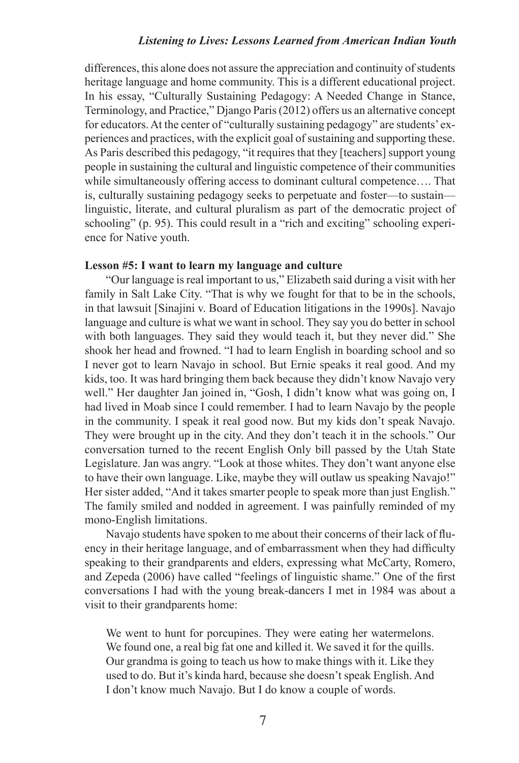differences, this alone does not assure the appreciation and continuity of students heritage language and home community. This is a different educational project. In his essay, "Culturally Sustaining Pedagogy: A Needed Change in Stance, Terminology, and Practice," Django Paris (2012) offers us an alternative concept for educators. At the center of "culturally sustaining pedagogy" are students' experiences and practices, with the explicit goal of sustaining and supporting these. As Paris described this pedagogy, "it requires that they [teachers] support young people in sustaining the cultural and linguistic competence of their communities while simultaneously offering access to dominant cultural competence…. That is, culturally sustaining pedagogy seeks to perpetuate and foster—to sustain—linguistic, literate, and cultural pluralism as part of the democratic project of schooling" (p. 95). This could result in a "rich and exciting" schooling experience for Native youth.

**Lesson #5: I want to learn my language and culture**

"Our language is real important to us," Elizabeth said during a visit with her family in Salt Lake City. "That is why we fought for that to be in the schools, in that lawsuit [Sinajini v. Board of Education litigations in the 1990s]. Navajo language and culture is what we want in school. They say you do better in school with both languages. They said they would teach it, but they never did." She shook her head and frowned. "I had to learn English in boarding school and so I never got to learn Navajo in school. But Ernie speaks it real good. And my kids, too. It was hard bringing them back because they didn't know Navajo very well." Her daughter Jan joined in, "Gosh, I didn't know what was going on, I had lived in Moab since I could remember. I had to learn Navajo by the people in the community. I speak it real good now. But my kids don't speak Navajo. They were brought up in the city. And they don't teach it in the schools." Our conversation turned to the recent English Only bill passed by the Utah State Legislature. Jan was angry. "Look at those whites. They don't want anyone else to have their own language. Like, maybe they will outlaw us speaking Navajo!" Her sister added, "And it takes smarter people to speak more than just English." The family smiled and nodded in agreement. I was painfully reminded of my mono-English limitations.

Navajo students have spoken to me about their concerns of their lack of fluency in their heritage language, and of embarrassment when they had difficulty speaking to their grandparents and elders, expressing what McCarty, Romero, and Zepeda (2006) have called "feelings of linguistic shame." One of the first conversations I had with the young break-dancers I met in 1984 was about a visit to their grandparents home:

> We went to hunt for porcupines. They were eating her watermelons. We found one, a real big fat one and killed it. We saved it for the quills. Our grandma is going to teach us how to make things with it. Like they used to do. But it's kinda hard, because she doesn't speak English. And I don't know much Navajo. But I do know a couple of words.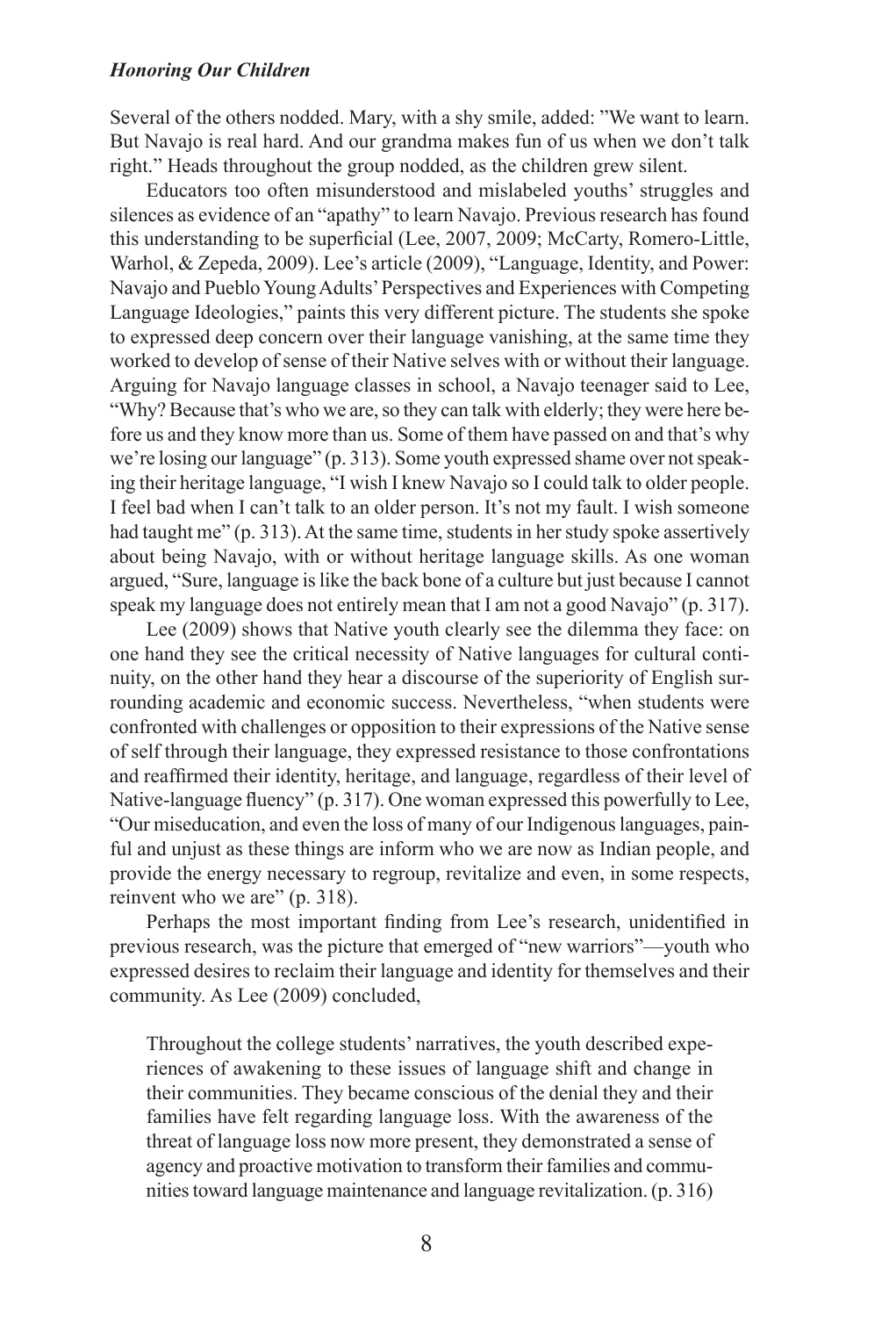Several of the others nodded. Mary, with a shy smile, added: "We want to learn. But Navajo is real hard. And our grandma makes fun of us when we don't talk right." Heads throughout the group nodded, as the children grew silent.

Educators too often misunderstood and mislabeled youths' struggles and silences as evidence of an "apathy" to learn Navajo. Previous research has found this understanding to be superficial (Lee, 2007, 2009; McCarty, Romero-Little, Warhol, & Zepeda, 2009). Lee's article (2009), "Language, Identity, and Power: Navajo and Pueblo Young Adults' Perspectives and Experiences with Competing Language Ideologies," paints this very different picture. The students she spoke to expressed deep concern over their language vanishing, at the same time they worked to develop of sense of their Native selves with or without their language. Arguing for Navajo language classes in school, a Navajo teenager said to Lee, "Why? Because that's who we are, so they can talk with elderly; they were here before us and they know more than us. Some of them have passed on and that's why we're losing our language" (p. 313). Some youth expressed shame over not speaking their heritage language, "I wish I knew Navajo so I could talk to older people. I feel bad when I can't talk to an older person. It's not my fault. I wish someone had taught me" (p. 313). At the same time, students in her study spoke assertively about being Navajo, with or without heritage language skills. As one woman argued, "Sure, language is like the back bone of a culture but just because I cannot speak my language does not entirely mean that I am not a good Navajo" (p. 317).

Lee (2009) shows that Native youth clearly see the dilemma they face: on one hand they see the critical necessity of Native languages for cultural continuity, on the other hand they hear a discourse of the superiority of English surrounding academic and economic success. Nevertheless, "when students were confronted with challenges or opposition to their expressions of the Native sense of self through their language, they expressed resistance to those confrontations and reaffirmed their identity, heritage, and language, regardless of their level of Native-language fluency" (p. 317). One woman expressed this powerfully to Lee, "Our miseducation, and even the loss of many of our Indigenous languages, painful and unjust as these things are inform who we are now as Indian people, and provide the energy necessary to regroup, revitalize and even, in some respects, reinvent who we are" (p. 318).

Perhaps the most important finding from Lee's research, unidentified in previous research, was the picture that emerged of "new warriors"—youth who expressed desires to reclaim their language and identity for themselves and their community. As Lee (2009) concluded,

> Throughout the college students' narratives, the youth described experiences of awakening to these issues of language shift and change in their communities. They became conscious of the denial they and their families have felt regarding language loss. With the awareness of the threat of language loss now more present, they demonstrated a sense of agency and proactive motivation to transform their families and communities toward language maintenance and language revitalization. (p. 316)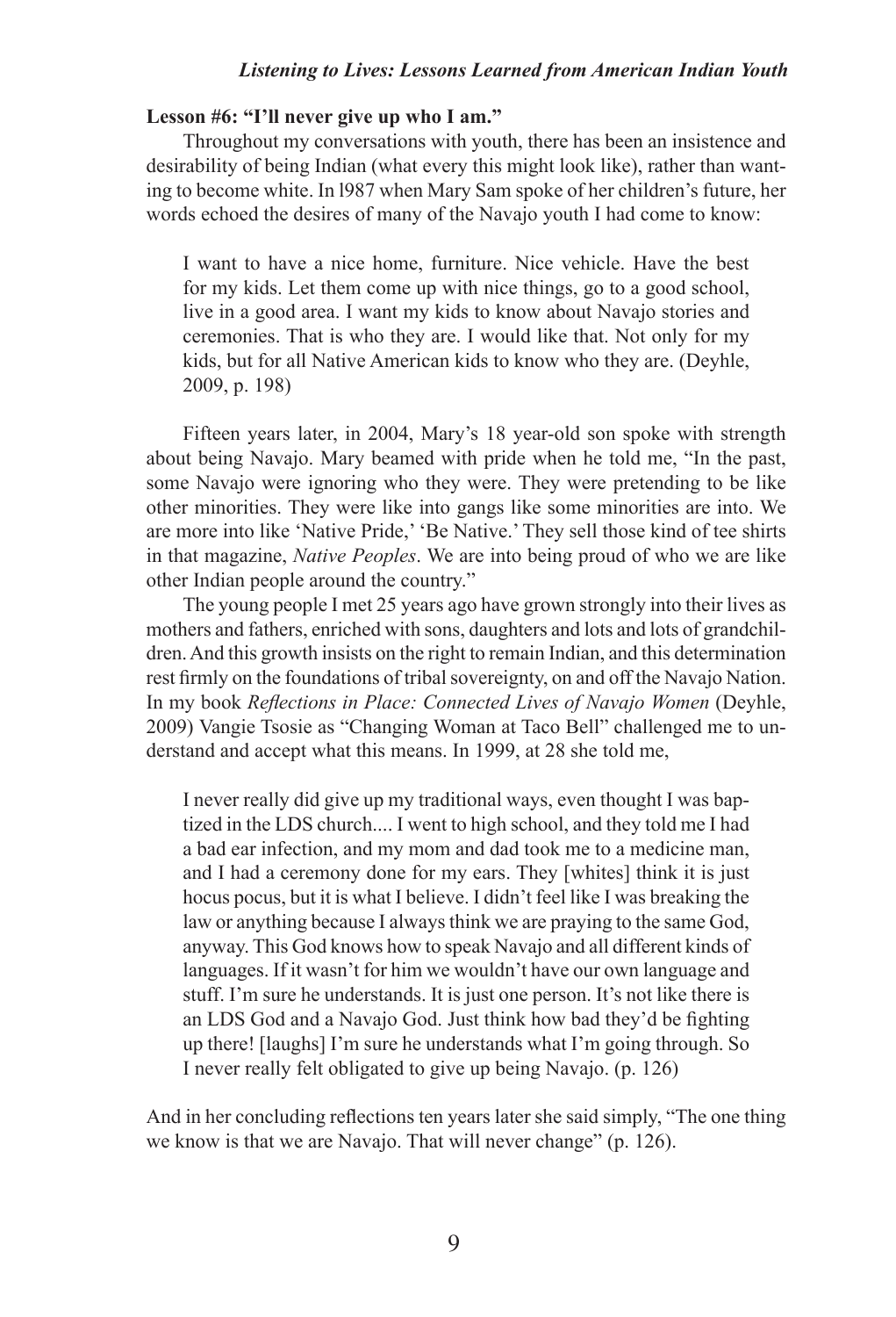**Lesson #6: "I'll never give up who I am."**

Throughout my conversations with youth, there has been an insistence and desirability of being Indian (what every this might look like), rather than wanting to become white. In l987 when Mary Sam spoke of her children's future, her words echoed the desires of many of the Navajo youth I had come to know:

> I want to have a nice home, furniture. Nice vehicle. Have the best for my kids. Let them come up with nice things, go to a good school, live in a good area. I want my kids to know about Navajo stories and ceremonies. That is who they are. I would like that. Not only for my kids, but for all Native American kids to know who they are. (Deyhle, 2009, p. 198)

Fifteen years later, in 2004, Mary's 18 year-old son spoke with strength about being Navajo. Mary beamed with pride when he told me, "In the past, some Navajo were ignoring who they were. They were pretending to be like other minorities. They were like into gangs like some minorities are into. We are more into like 'Native Pride,' 'Be Native.' They sell those kind of tee shirts in that magazine, *Native Peoples*. We are into being proud of who we are like other Indian people around the country."

The young people I met 25 years ago have grown strongly into their lives as mothers and fathers, enriched with sons, daughters and lots and lots of grandchildren. And this growth insists on the right to remain Indian, and this determination rest firmly on the foundations of tribal sovereignty, on and off the Navajo Nation. In my book *Reflections in Place: Connected Lives of Navajo Women* (Deyhle, 2009) Vangie Tsosie as "Changing Woman at Taco Bell" challenged me to understand and accept what this means. In 1999, at 28 she told me,

> I never really did give up my traditional ways, even thought I was baptized in the LDS church.... I went to high school, and they told me I had a bad ear infection, and my mom and dad took me to a medicine man, and I had a ceremony done for my ears. They [whites] think it is just hocus pocus, but it is what I believe. I didn't feel like I was breaking the law or anything because I always think we are praying to the same God, anyway. This God knows how to speak Navajo and all different kinds of languages. If it wasn't for him we wouldn't have our own language and stuff. I'm sure he understands. It is just one person. It's not like there is an LDS God and a Navajo God. Just think how bad they'd be fighting up there! [laughs] I'm sure he understands what I'm going through. So I never really felt obligated to give up being Navajo. (p. 126)

And in her concluding reflections ten years later she said simply, "The one thing we know is that we are Navajo. That will never change" (p. 126).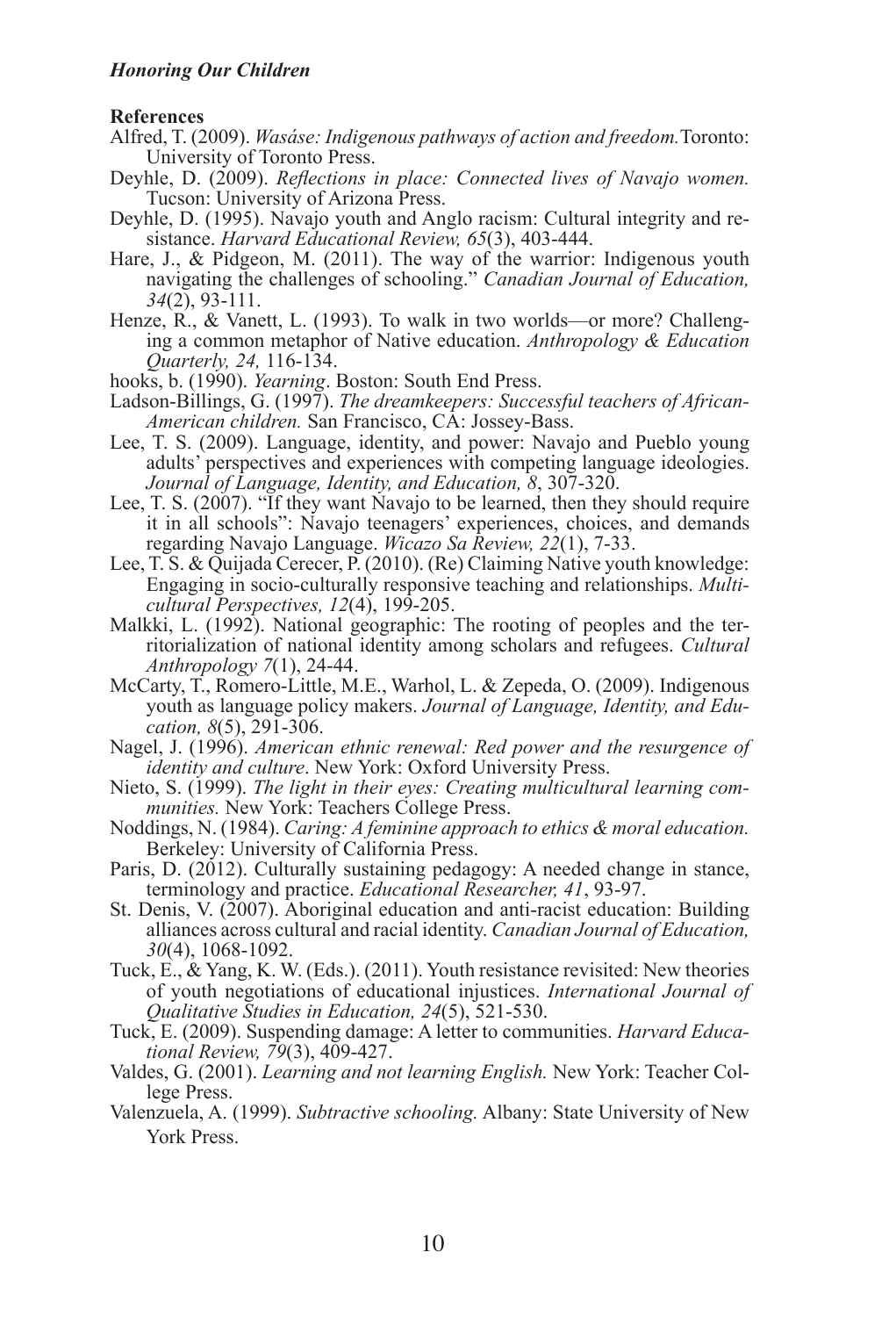**References**

Alfred, T. (2009). *Wasáse: Indigenous pathways of action and freedom.*Toronto: University of Toronto Press.

Deyhle, D. (2009). *Reflections in place: Connected lives of Navajo women.* Tucson: University of Arizona Press.

Deyhle, D. (1995). Navajo youth and Anglo racism: Cultural integrity and resistance. *Harvard Educational Review, 65*(3), 403-444.

Hare, J., & Pidgeon, M. (2011). The way of the warrior: Indigenous youth navigating the challenges of schooling." *Canadian Journal of Education, 34*(2), 93-111.

Henze, R., & Vanett, L. (1993). To walk in two worlds—or more? Challenging a common metaphor of Native education. *Anthropology & Education Quarterly, 24,* 116-134.

hooks, b. (1990). *Yearning*. Boston: South End Press.

Ladson-Billings, G. (1997). *The dreamkeepers: Successful teachers of African-American children.* San Francisco, CA: Jossey-Bass.

Lee, T. S. (2009). Language, identity, and power: Navajo and Pueblo young adults' perspectives and experiences with competing language ideologies. *Journal of Language, Identity, and Education, 8*, 307-320.

Lee, T. S. (2007). "If they want Navajo to be learned, then they should require it in all schools": Navajo teenagers' experiences, choices, and demands regarding Navajo Language. *Wicazo Sa Review, 22*(1), 7-33.

Lee, T. S. & Quijada Cerecer, P. (2010). (Re) Claiming Native youth knowledge: Engaging in socio-culturally responsive teaching and relationships. *Multicultural Perspectives, 12*(4), 199-205.

Malkki, L. (1992). National geographic: The rooting of peoples and the territorialization of national identity among scholars and refugees. *Cultural Anthropology 7*(1), 24-44.

McCarty, T., Romero-Little, M.E., Warhol, L. & Zepeda, O. (2009). Indigenous youth as language policy makers. *Journal of Language, Identity, and Education, 8*(5), 291-306.

Nagel, J. (1996). *American ethnic renewal: Red power and the resurgence of identity and culture*. New York: Oxford University Press.

Nieto, S. (1999). *The light in their eyes: Creating multicultural learning communities.* New York: Teachers College Press.

Noddings, N. (1984). *Caring: A feminine approach to ethics & moral education.* Berkeley: University of California Press.

Paris, D. (2012). Culturally sustaining pedagogy: A needed change in stance, terminology and practice. *Educational Researcher, 41*, 93-97.

St. Denis, V. (2007). Aboriginal education and anti-racist education: Building alliances across cultural and racial identity. *Canadian Journal of Education, 30*(4), 1068-1092.

Tuck, E., & Yang, K. W. (Eds.). (2011). Youth resistance revisited: New theories of youth negotiations of educational injustices. *International Journal of Qualitative Studies in Education, 24*(5), 521-530.

Tuck, E. (2009). Suspending damage: A letter to communities. *Harvard Educational Review, 79*(3), 409-427.

Valdes, G. (2001). *Learning and not learning English.* New York: Teacher College Press.

Valenzuela, A. (1999). *Subtractive schooling.* Albany: State University of New York Press.